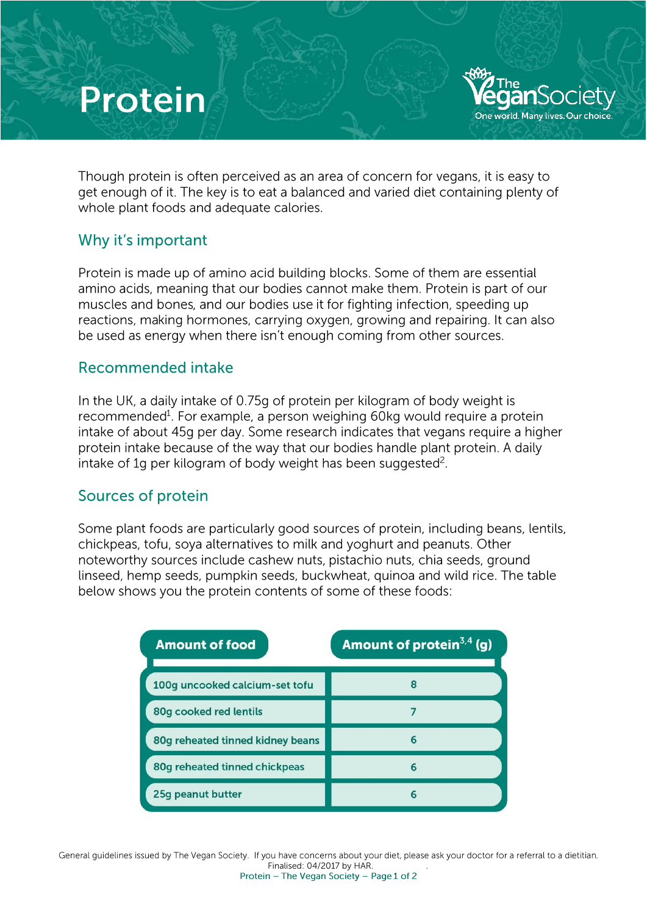# Protein

Though protein is often perceived as an area of concern for vegans, it is easy to get enough of it. The key is to eat a balanced and varied diet containing plenty of whole plant foods and adequate calories.

## Why it's important

Protein is made up of amino acid building blocks. Some of them are essential amino acids, meaning that our bodies cannot make them. Protein is part of our muscles and bones, and our bodies use it for fighting infection, speeding up reactions, making hormones, carrying oxygen, growing and repairing. It can also be used as energy when there isn't enough coming from other sources.

## Recommended intake

In the UK, a daily intake of 0.75g of protein per kilogram of body weight is recommended[1]. For example, a person weighing 60kg would require a protein intake of about 45g per day. Some research indicates that vegans require a higher protein intake because of the way that our bodies handle plant protein. A daily intake of 1g per kilogram of body weight has been suggested[2].

## Sources of protein

Some plant foods are particularly good sources of protein, including beans, lentils, chickpeas, tofu, soya alternatives to milk and yoghurt and peanuts. Other noteworthy sources include cashew nuts, pistachio nuts, chia seeds, ground linseed, hemp seeds, pumpkin seeds, buckwheat, quinoa and wild rice. The table below shows you the protein contents of some of these foods:

| Amount of food | Amount of protein[3,4] (g) |
|---|---|
| 100g uncooked calcium-set tofu | 8 |
| 80g cooked red lentils | 7 |
| 80g reheated tinned kidney beans | 6 |
| 80g reheated tinned chickpeas | 6 |
| 25g peanut butter | 6 |

General guidelines issued by The Vegan Society. If you have concerns about your diet, please ask your doctor for a referral to a dietitian.
Finalised: 04/2017 by HAR.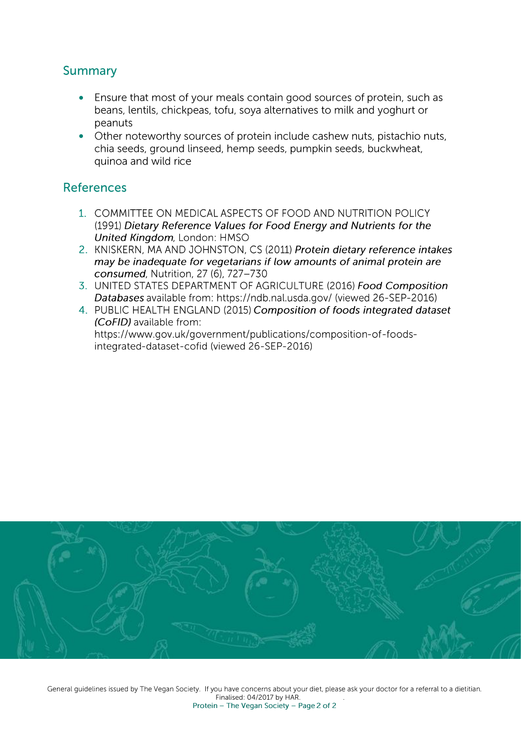## Summary

- Ensure that most of your meals contain good sources of protein, such as beans, lentils, chickpeas, tofu, soya alternatives to milk and yoghurt or peanuts
- Other noteworthy sources of protein include cashew nuts, pistachio nuts, chia seeds, ground linseed, hemp seeds, pumpkin seeds, buckwheat, quinoa and wild rice

## References

1. COMMITTEE ON MEDICAL ASPECTS OF FOOD AND NUTRITION POLICY (1991) *Dietary Reference Values for Food Energy and Nutrients for the United Kingdom*, London: HMSO
2. KNISKERN, MA AND JOHNSTON, CS (2011) ***Protein dietary reference intakes may be inadequate for vegetarians if low amounts of animal protein are consumed***, Nutrition, 27 (6), 727–730
3. UNITED STATES DEPARTMENT OF AGRICULTURE (2016) ***Food Composition Databases*** available from: https://ndb.nal.usda.gov/ (viewed 26-SEP-2016)
4. PUBLIC HEALTH ENGLAND (2015) ***Composition of foods integrated dataset (CoFID)*** available from: https://www.gov.uk/government/publications/composition-of-foods-integrated-dataset-cofid (viewed 26-SEP-2016)

General guidelines issued by The Vegan Society. If you have concerns about your diet, please ask your doctor for a referral to a dietitian.
Finalised: 04/2017 by HAR.